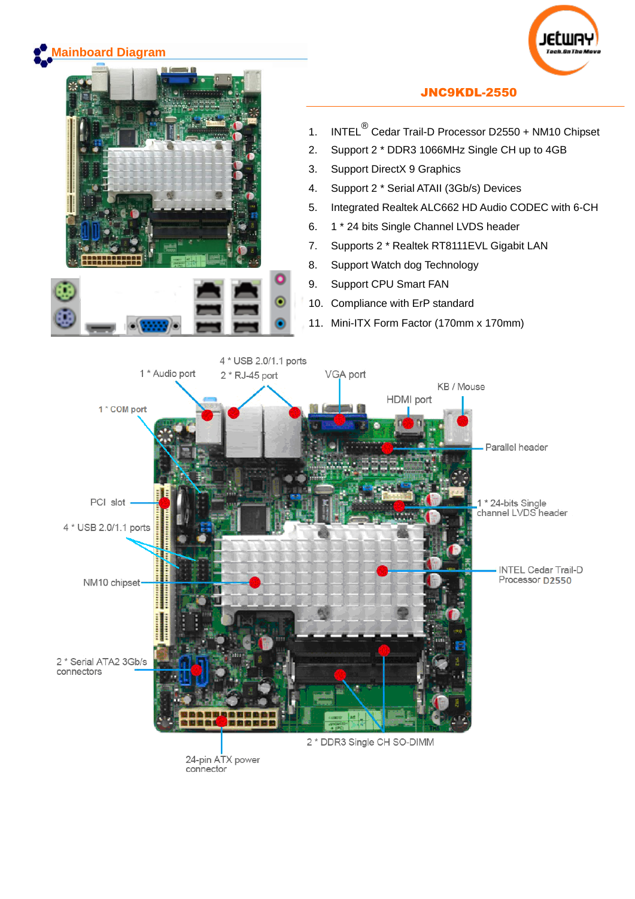## Mainboard Diagram

**JNC9KDL-2550**

1. INTEL® Cedar Trail-D Processor D2550 + NM10 Chipset
2. Support 2 * DDR3 1066MHz Single CH up to 4GB
3. Support DirectX 9 Graphics
4. Support 2 * Serial ATAII (3Gb/s) Devices
5. Integrated Realtek ALC662 HD Audio CODEC with 6-CH
6. 1 * 24 bits Single Channel LVDS header
7. Supports 2 * Realtek RT8111EVL Gigabit LAN
8. Support Watch dog Technology
9. Support CPU Smart FAN
10. Compliance with ErP standard
11. Mini-ITX Form Factor (170mm x 170mm)

4 * USB 2.0/1.1 ports
2 * RJ-45 port
1 * Audio port
VGA port
KB / Mouse
HDMI port
1 * COM port
Parallel header
PCI slot
1 * 24-bits Single channel LVDS header
4 * USB 2.0/1.1 ports
NM10 chipset
INTEL Cedar Trail-D Processor D2550
2 * Serial ATA2 3Gb/s connectors
2 * DDR3 Single CH SO-DIMM
24-pin ATX power connector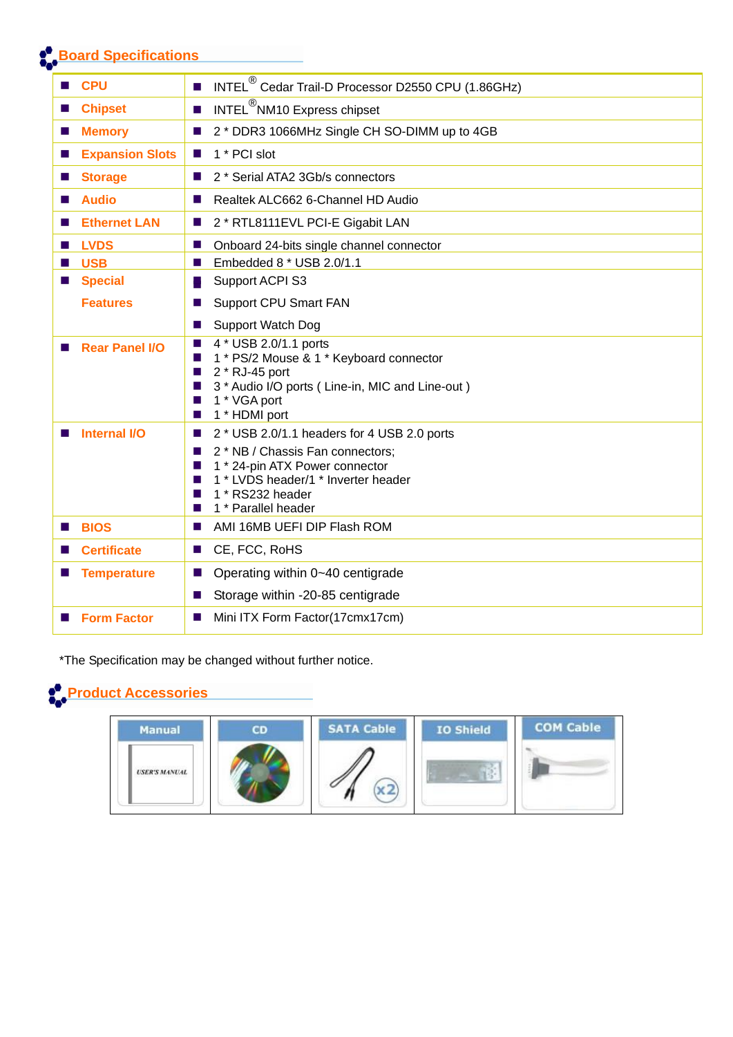## Board Specifications

| | |
|---|---|
| CPU | INTEL® Cedar Trail-D Processor D2550 CPU (1.86GHz) |
| Chipset | INTEL® NM10 Express chipset |
| Memory | 2 * DDR3 1066MHz Single CH SO-DIMM up to 4GB |
| Expansion Slots | 1 * PCI slot |
| Storage | 2 * Serial ATA2 3Gb/s connectors |
| Audio | Realtek ALC662 6-Channel HD Audio |
| Ethernet LAN | 2 * RTL8111EVL PCI-E Gigabit LAN |
| LVDS | Onboard 24-bits single channel connector |
| USB | Embedded 8 * USB 2.0/1.1 |
| Special Features | Support ACPI S3<br>Support CPU Smart FAN<br>Support Watch Dog |
| Rear Panel I/O | 4 * USB 2.0/1.1 ports<br>1 * PS/2 Mouse & 1 * Keyboard connector<br>2 * RJ-45 port<br>3 * Audio I/O ports ( Line-in, MIC and Line-out )<br>1 * VGA port<br>1 * HDMI port |
| Internal I/O | 2 * USB 2.0/1.1 headers for 4 USB 2.0 ports<br>2 * NB / Chassis Fan connectors;<br>1 * 24-pin ATX Power connector<br>1 * LVDS header/1 * Inverter header<br>1 * RS232 header<br>1 * Parallel header |
| BIOS | AMI 16MB UEFI DIP Flash ROM |
| Certificate | CE, FCC, RoHS |
| Temperature | Operating within 0~40 centigrade<br>Storage within -20-85 centigrade |
| Form Factor | Mini ITX Form Factor(17cmx17cm) |

*The Specification may be changed without further notice.

## Product Accessories

| Manual | CD | SATA Cable | IO Shield | COM Cable |
|---|---|---|---|---|
| USER'S MANUAL | | x2 | | |